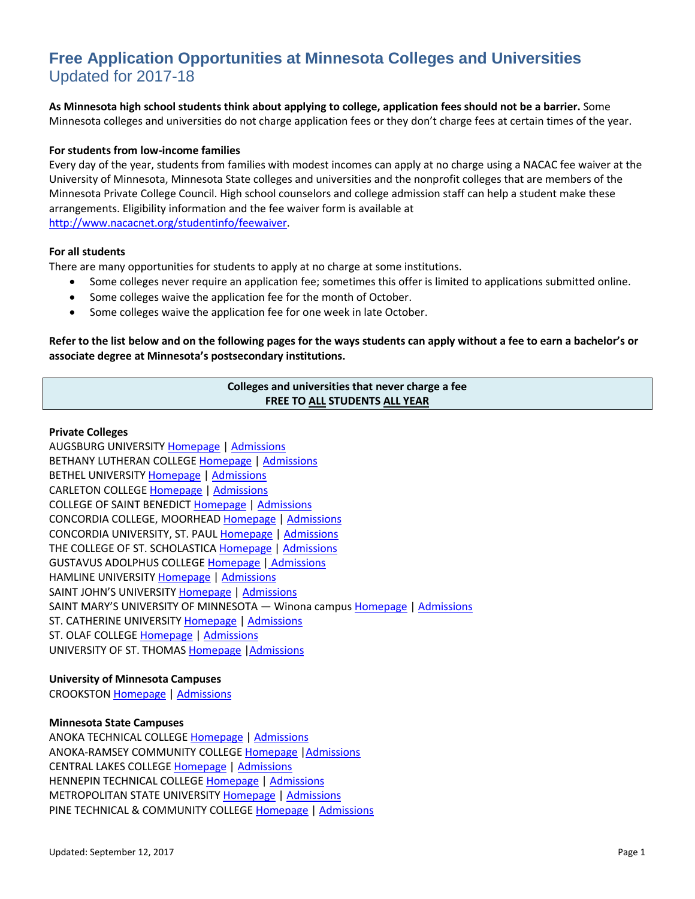# Free Application Opportunities at Minnesota Colleges and Universities
## Updated for 2017-18

**As Minnesota high school students think about applying to college, application fees should not be a barrier.** Some Minnesota colleges and universities do not charge application fees or they don't charge fees at certain times of the year.

**For students from low-income families**

Every day of the year, students from families with modest incomes can apply at no charge using a NACAC fee waiver at the University of Minnesota, Minnesota State colleges and universities and the nonprofit colleges that are members of the Minnesota Private College Council. High school counselors and college admission staff can help a student make these arrangements. Eligibility information and the fee waiver form is available at http://www.nacacnet.org/studentinfo/feewaiver.

**For all students**

There are many opportunities for students to apply at no charge at some institutions.

- Some colleges never require an application fee; sometimes this offer is limited to applications submitted online.
- Some colleges waive the application fee for the month of October.
- Some colleges waive the application fee for one week in late October.

**Refer to the list below and on the following pages for the ways students can apply without a fee to earn a bachelor's or associate degree at Minnesota's postsecondary institutions.**

| **Colleges and universities that never charge a fee**<br>**FREE TO ALL STUDENTS ALL YEAR** |
|---|

**Private Colleges**

AUGSBURG UNIVERSITY Homepage | Admissions
BETHANY LUTHERAN COLLEGE Homepage | Admissions
BETHEL UNIVERSITY Homepage | Admissions
CARLETON COLLEGE Homepage | Admissions
COLLEGE OF SAINT BENEDICT Homepage | Admissions
CONCORDIA COLLEGE, MOORHEAD Homepage | Admissions
CONCORDIA UNIVERSITY, ST. PAUL Homepage | Admissions
THE COLLEGE OF ST. SCHOLASTICA Homepage | Admissions
GUSTAVUS ADOLPHUS COLLEGE Homepage | Admissions
HAMLINE UNIVERSITY Homepage | Admissions
SAINT JOHN'S UNIVERSITY Homepage | Admissions
SAINT MARY'S UNIVERSITY OF MINNESOTA — Winona campus Homepage | Admissions
ST. CATHERINE UNIVERSITY Homepage | Admissions
ST. OLAF COLLEGE Homepage | Admissions
UNIVERSITY OF ST. THOMAS Homepage | Admissions

**University of Minnesota Campuses**

CROOKSTON Homepage | Admissions

**Minnesota State Campuses**

ANOKA TECHNICAL COLLEGE Homepage | Admissions
ANOKA-RAMSEY COMMUNITY COLLEGE Homepage | Admissions
CENTRAL LAKES COLLEGE Homepage | Admissions
HENNEPIN TECHNICAL COLLEGE Homepage | Admissions
METROPOLITAN STATE UNIVERSITY Homepage | Admissions
PINE TECHNICAL & COMMUNITY COLLEGE Homepage | Admissions

Updated: September 12, 2017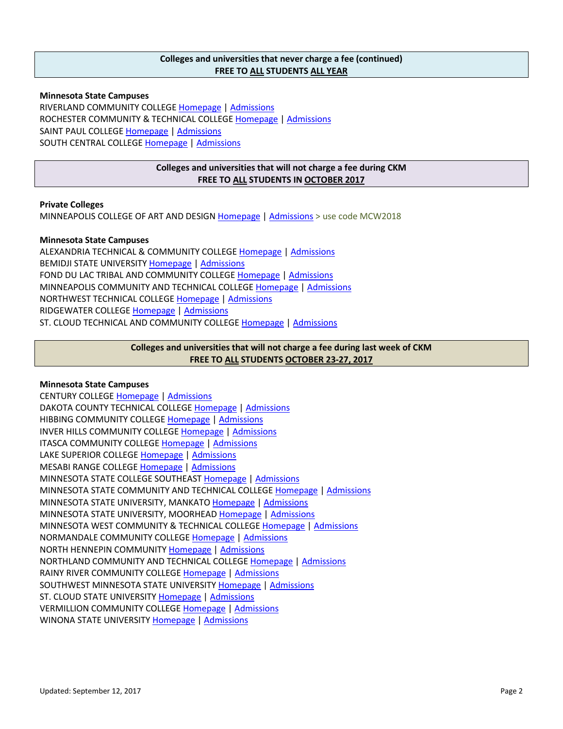## Colleges and universities that never charge a fee (continued)
## FREE TO ALL STUDENTS ALL YEAR

**Minnesota State Campuses**

RIVERLAND COMMUNITY COLLEGE Homepage | Admissions
ROCHESTER COMMUNITY & TECHNICAL COLLEGE Homepage | Admissions
SAINT PAUL COLLEGE Homepage | Admissions
SOUTH CENTRAL COLLEGE Homepage | Admissions

## Colleges and universities that will not charge a fee during CKM
## FREE TO ALL STUDENTS IN OCTOBER 2017

**Private Colleges**

MINNEAPOLIS COLLEGE OF ART AND DESIGN Homepage | Admissions > use code MCW2018

**Minnesota State Campuses**

ALEXANDRIA TECHNICAL & COMMUNITY COLLEGE Homepage | Admissions
BEMIDJI STATE UNIVERSITY Homepage | Admissions
FOND DU LAC TRIBAL AND COMMUNITY COLLEGE Homepage | Admissions
MINNEAPOLIS COMMUNITY AND TECHNICAL COLLEGE Homepage | Admissions
NORTHWEST TECHNICAL COLLEGE Homepage | Admissions
RIDGEWATER COLLEGE Homepage | Admissions
ST. CLOUD TECHNICAL AND COMMUNITY COLLEGE Homepage | Admissions

## Colleges and universities that will not charge a fee during last week of CKM
## FREE TO ALL STUDENTS OCTOBER 23-27, 2017

**Minnesota State Campuses**

CENTURY COLLEGE Homepage | Admissions
DAKOTA COUNTY TECHNICAL COLLEGE Homepage | Admissions
HIBBING COMMUNITY COLLEGE Homepage | Admissions
INVER HILLS COMMUNITY COLLEGE Homepage | Admissions
ITASCA COMMUNITY COLLEGE Homepage | Admissions
LAKE SUPERIOR COLLEGE Homepage | Admissions
MESABI RANGE COLLEGE Homepage | Admissions
MINNESOTA STATE COLLEGE SOUTHEAST Homepage | Admissions
MINNESOTA STATE COMMUNITY AND TECHNICAL COLLEGE Homepage | Admissions
MINNESOTA STATE UNIVERSITY, MANKATO Homepage | Admissions
MINNESOTA STATE UNIVERSITY, MOORHEAD Homepage | Admissions
MINNESOTA WEST COMMUNITY & TECHNICAL COLLEGE Homepage | Admissions
NORMANDALE COMMUNITY COLLEGE Homepage | Admissions
NORTH HENNEPIN COMMUNITY Homepage | Admissions
NORTHLAND COMMUNITY AND TECHNICAL COLLEGE Homepage | Admissions
RAINY RIVER COMMUNITY COLLEGE Homepage | Admissions
SOUTHWEST MINNESOTA STATE UNIVERSITY Homepage | Admissions
ST. CLOUD STATE UNIVERSITY Homepage | Admissions
VERMILLION COMMUNITY COLLEGE Homepage | Admissions
WINONA STATE UNIVERSITY Homepage | Admissions

Updated: September 12, 2017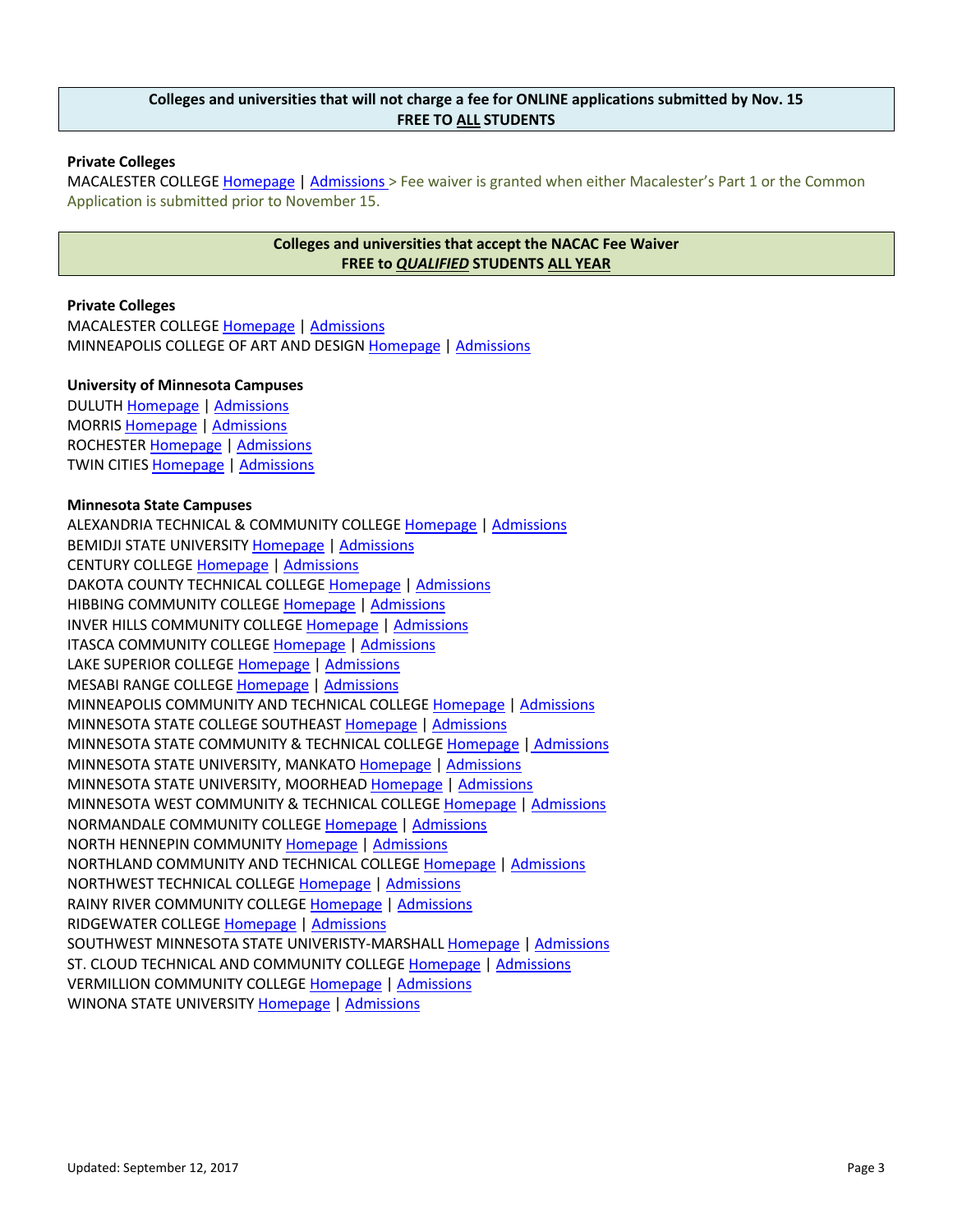**Colleges and universities that will not charge a fee for ONLINE applications submitted by Nov. 15**
**FREE TO ALL STUDENTS**

**Private Colleges**

MACALESTER COLLEGE Homepage | Admissions > Fee waiver is granted when either Macalester's Part 1 or the Common Application is submitted prior to November 15.

**Colleges and universities that accept the NACAC Fee Waiver**
**FREE to *QUALIFIED* STUDENTS ALL YEAR**

**Private Colleges**

MACALESTER COLLEGE Homepage | Admissions
MINNEAPOLIS COLLEGE OF ART AND DESIGN Homepage | Admissions

**University of Minnesota Campuses**

DULUTH Homepage | Admissions
MORRIS Homepage | Admissions
ROCHESTER Homepage | Admissions
TWIN CITIES Homepage | Admissions

**Minnesota State Campuses**

ALEXANDRIA TECHNICAL & COMMUNITY COLLEGE Homepage | Admissions
BEMIDJI STATE UNIVERSITY Homepage | Admissions
CENTURY COLLEGE Homepage | Admissions
DAKOTA COUNTY TECHNICAL COLLEGE Homepage | Admissions
HIBBING COMMUNITY COLLEGE Homepage | Admissions
INVER HILLS COMMUNITY COLLEGE Homepage | Admissions
ITASCA COMMUNITY COLLEGE Homepage | Admissions
LAKE SUPERIOR COLLEGE Homepage | Admissions
MESABI RANGE COLLEGE Homepage | Admissions
MINNEAPOLIS COMMUNITY AND TECHNICAL COLLEGE Homepage | Admissions
MINNESOTA STATE COLLEGE SOUTHEAST Homepage | Admissions
MINNESOTA STATE COMMUNITY & TECHNICAL COLLEGE Homepage | Admissions
MINNESOTA STATE UNIVERSITY, MANKATO Homepage | Admissions
MINNESOTA STATE UNIVERSITY, MOORHEAD Homepage | Admissions
MINNESOTA WEST COMMUNITY & TECHNICAL COLLEGE Homepage | Admissions
NORMANDALE COMMUNITY COLLEGE Homepage | Admissions
NORTH HENNEPIN COMMUNITY Homepage | Admissions
NORTHLAND COMMUNITY AND TECHNICAL COLLEGE Homepage | Admissions
NORTHWEST TECHNICAL COLLEGE Homepage | Admissions
RAINY RIVER COMMUNITY COLLEGE Homepage | Admissions
RIDGEWATER COLLEGE Homepage | Admissions
SOUTHWEST MINNESOTA STATE UNIVERISTY-MARSHALL Homepage | Admissions
ST. CLOUD TECHNICAL AND COMMUNITY COLLEGE Homepage | Admissions
VERMILLION COMMUNITY COLLEGE Homepage | Admissions
WINONA STATE UNIVERSITY Homepage | Admissions

Updated: September 12, 2017